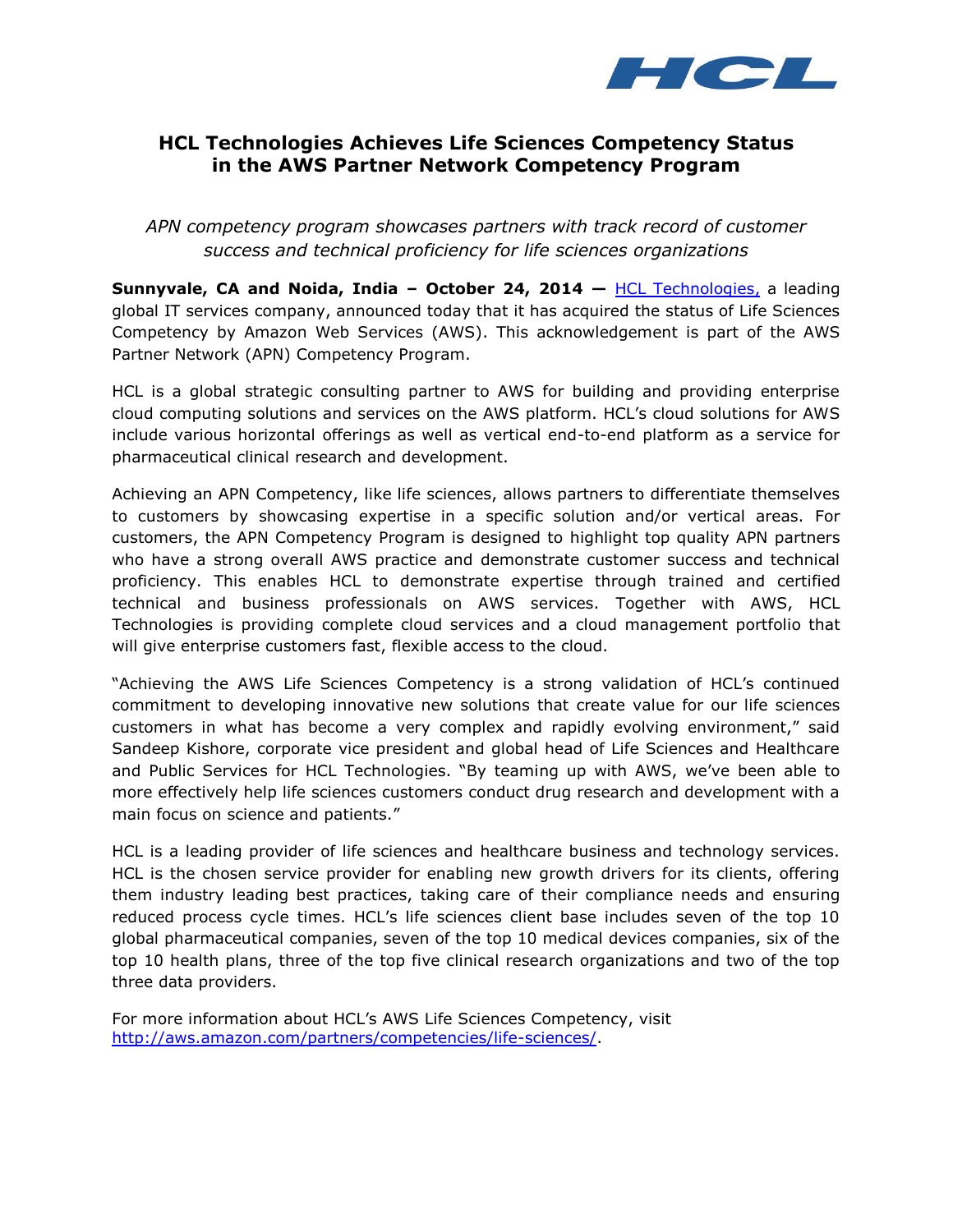# HCL Technologies Achieves Life Sciences Competency Status in the AWS Partner Network Competency Program

*APN competency program showcases partners with track record of customer success and technical proficiency for life sciences organizations*

**Sunnyvale, CA and Noida, India – October 24, 2014 —** HCL Technologies, a leading global IT services company, announced today that it has acquired the status of Life Sciences Competency by Amazon Web Services (AWS). This acknowledgement is part of the AWS Partner Network (APN) Competency Program.

HCL is a global strategic consulting partner to AWS for building and providing enterprise cloud computing solutions and services on the AWS platform. HCL's cloud solutions for AWS include various horizontal offerings as well as vertical end-to-end platform as a service for pharmaceutical clinical research and development.

Achieving an APN Competency, like life sciences, allows partners to differentiate themselves to customers by showcasing expertise in a specific solution and/or vertical areas. For customers, the APN Competency Program is designed to highlight top quality APN partners who have a strong overall AWS practice and demonstrate customer success and technical proficiency. This enables HCL to demonstrate expertise through trained and certified technical and business professionals on AWS services. Together with AWS, HCL Technologies is providing complete cloud services and a cloud management portfolio that will give enterprise customers fast, flexible access to the cloud.

"Achieving the AWS Life Sciences Competency is a strong validation of HCL's continued commitment to developing innovative new solutions that create value for our life sciences customers in what has become a very complex and rapidly evolving environment," said Sandeep Kishore, corporate vice president and global head of Life Sciences and Healthcare and Public Services for HCL Technologies. "By teaming up with AWS, we've been able to more effectively help life sciences customers conduct drug research and development with a main focus on science and patients."

HCL is a leading provider of life sciences and healthcare business and technology services. HCL is the chosen service provider for enabling new growth drivers for its clients, offering them industry leading best practices, taking care of their compliance needs and ensuring reduced process cycle times. HCL's life sciences client base includes seven of the top 10 global pharmaceutical companies, seven of the top 10 medical devices companies, six of the top 10 health plans, three of the top five clinical research organizations and two of the top three data providers.

For more information about HCL's AWS Life Sciences Competency, visit http://aws.amazon.com/partners/competencies/life-sciences/.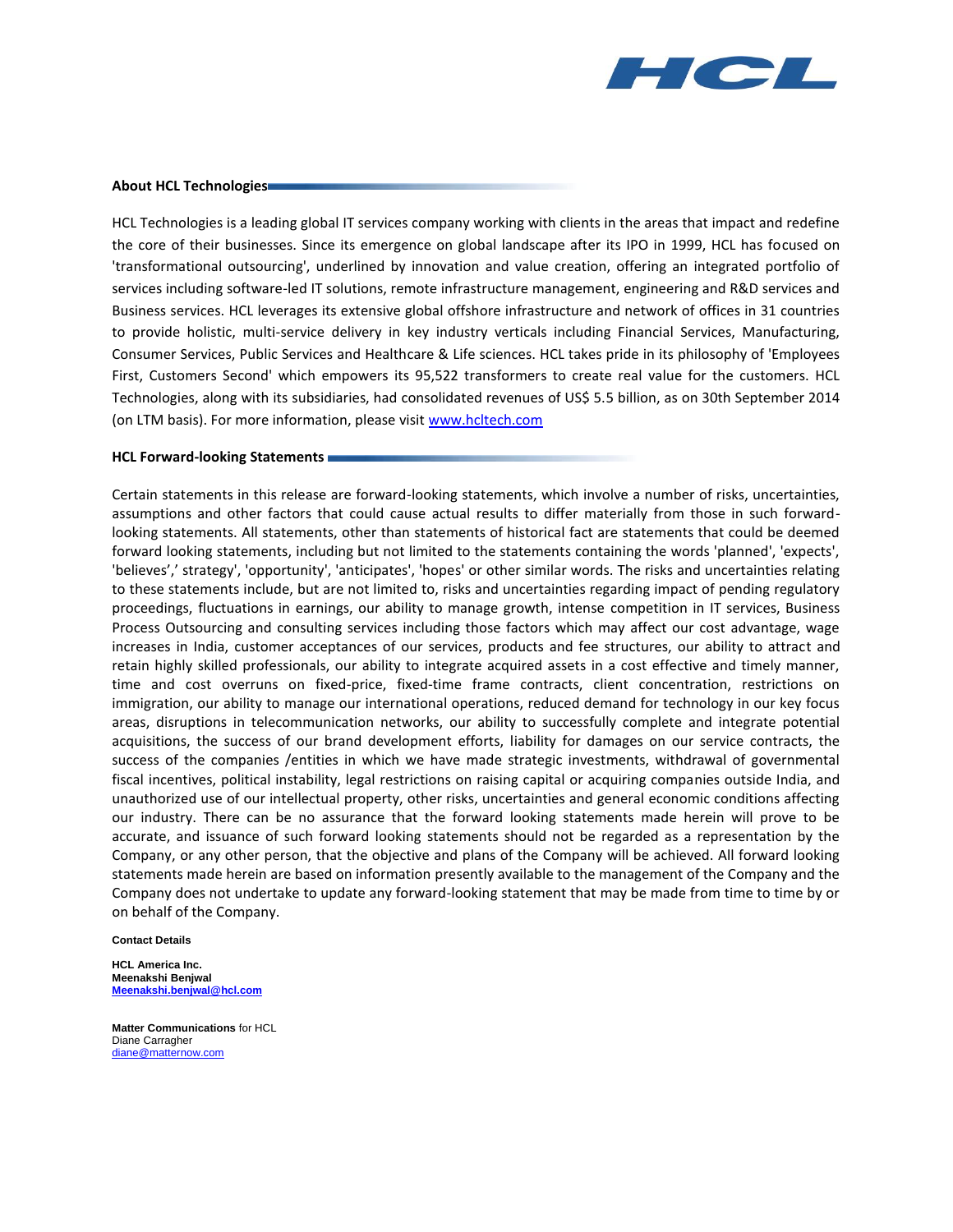## About HCL Technologies

HCL Technologies is a leading global IT services company working with clients in the areas that impact and redefine the core of their businesses. Since its emergence on global landscape after its IPO in 1999, HCL has focused on 'transformational outsourcing', underlined by innovation and value creation, offering an integrated portfolio of services including software-led IT solutions, remote infrastructure management, engineering and R&D services and Business services. HCL leverages its extensive global offshore infrastructure and network of offices in 31 countries to provide holistic, multi-service delivery in key industry verticals including Financial Services, Manufacturing, Consumer Services, Public Services and Healthcare & Life sciences. HCL takes pride in its philosophy of 'Employees First, Customers Second' which empowers its 95,522 transformers to create real value for the customers. HCL Technologies, along with its subsidiaries, had consolidated revenues of US$ 5.5 billion, as on 30th September 2014 (on LTM basis). For more information, please visit www.hcltech.com

## HCL Forward-looking Statements

Certain statements in this release are forward-looking statements, which involve a number of risks, uncertainties, assumptions and other factors that could cause actual results to differ materially from those in such forward-looking statements. All statements, other than statements of historical fact are statements that could be deemed forward looking statements, including but not limited to the statements containing the words 'planned', 'expects', 'believes',' strategy', 'opportunity', 'anticipates', 'hopes' or other similar words. The risks and uncertainties relating to these statements include, but are not limited to, risks and uncertainties regarding impact of pending regulatory proceedings, fluctuations in earnings, our ability to manage growth, intense competition in IT services, Business Process Outsourcing and consulting services including those factors which may affect our cost advantage, wage increases in India, customer acceptances of our services, products and fee structures, our ability to attract and retain highly skilled professionals, our ability to integrate acquired assets in a cost effective and timely manner, time and cost overruns on fixed-price, fixed-time frame contracts, client concentration, restrictions on immigration, our ability to manage our international operations, reduced demand for technology in our key focus areas, disruptions in telecommunication networks, our ability to successfully complete and integrate potential acquisitions, the success of our brand development efforts, liability for damages on our service contracts, the success of the companies /entities in which we have made strategic investments, withdrawal of governmental fiscal incentives, political instability, legal restrictions on raising capital or acquiring companies outside India, and unauthorized use of our intellectual property, other risks, uncertainties and general economic conditions affecting our industry. There can be no assurance that the forward looking statements made herein will prove to be accurate, and issuance of such forward looking statements should not be regarded as a representation by the Company, or any other person, that the objective and plans of the Company will be achieved. All forward looking statements made herein are based on information presently available to the management of the Company and the Company does not undertake to update any forward-looking statement that may be made from time to time by or on behalf of the Company.

**Contact Details**

**HCL America Inc.**
**Meenakshi Benjwal**
**Meenakshi.benjwal@hcl.com**

**Matter Communications** for HCL
Diane Carragher
diane@matternow.com